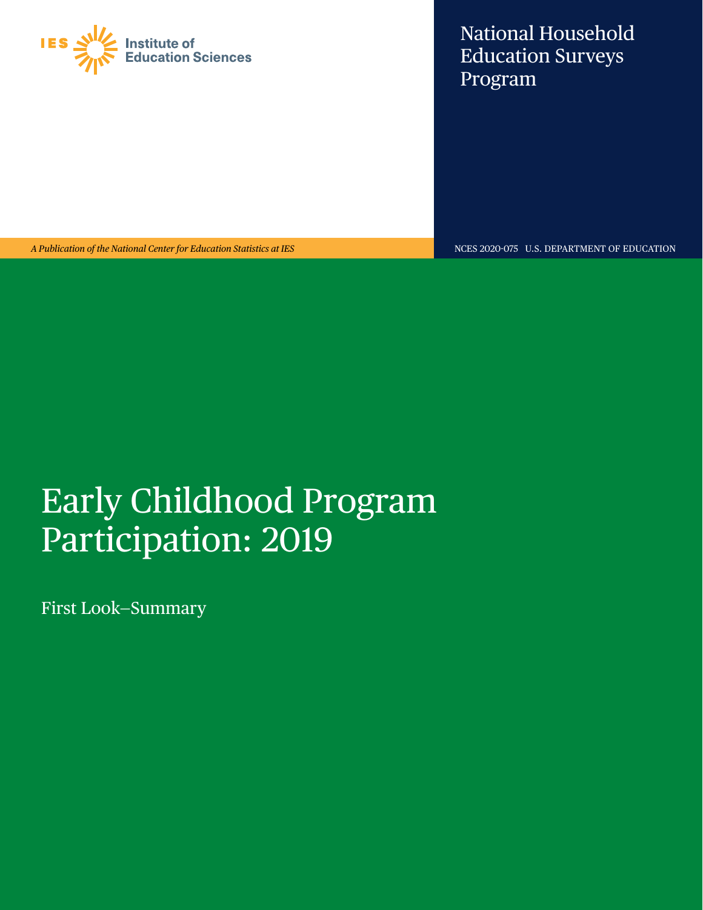IES Institute of Education Sciences

National Household Education Surveys Program

*A Publication of the National Center for Education Statistics at IES*

NCES 2020-075 U.S. DEPARTMENT OF EDUCATION

# Early Childhood Program Participation: 2019

First Look–Summary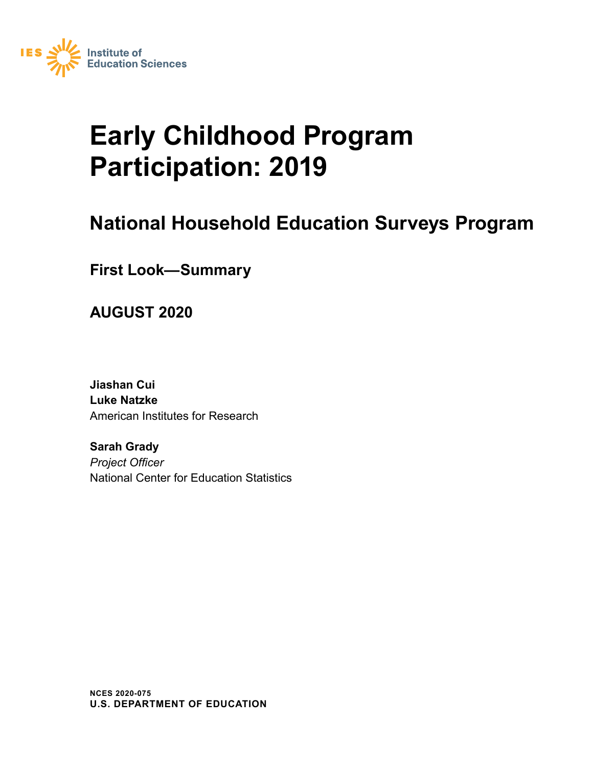IES Institute of Education Sciences

# Early Childhood Program Participation: 2019

## National Household Education Surveys Program

### First Look—Summary

### AUGUST 2020

**Jiashan Cui**
**Luke Natzke**
American Institutes for Research

**Sarah Grady**
*Project Officer*
National Center for Education Statistics

**NCES 2020-075**
**U.S. DEPARTMENT OF EDUCATION**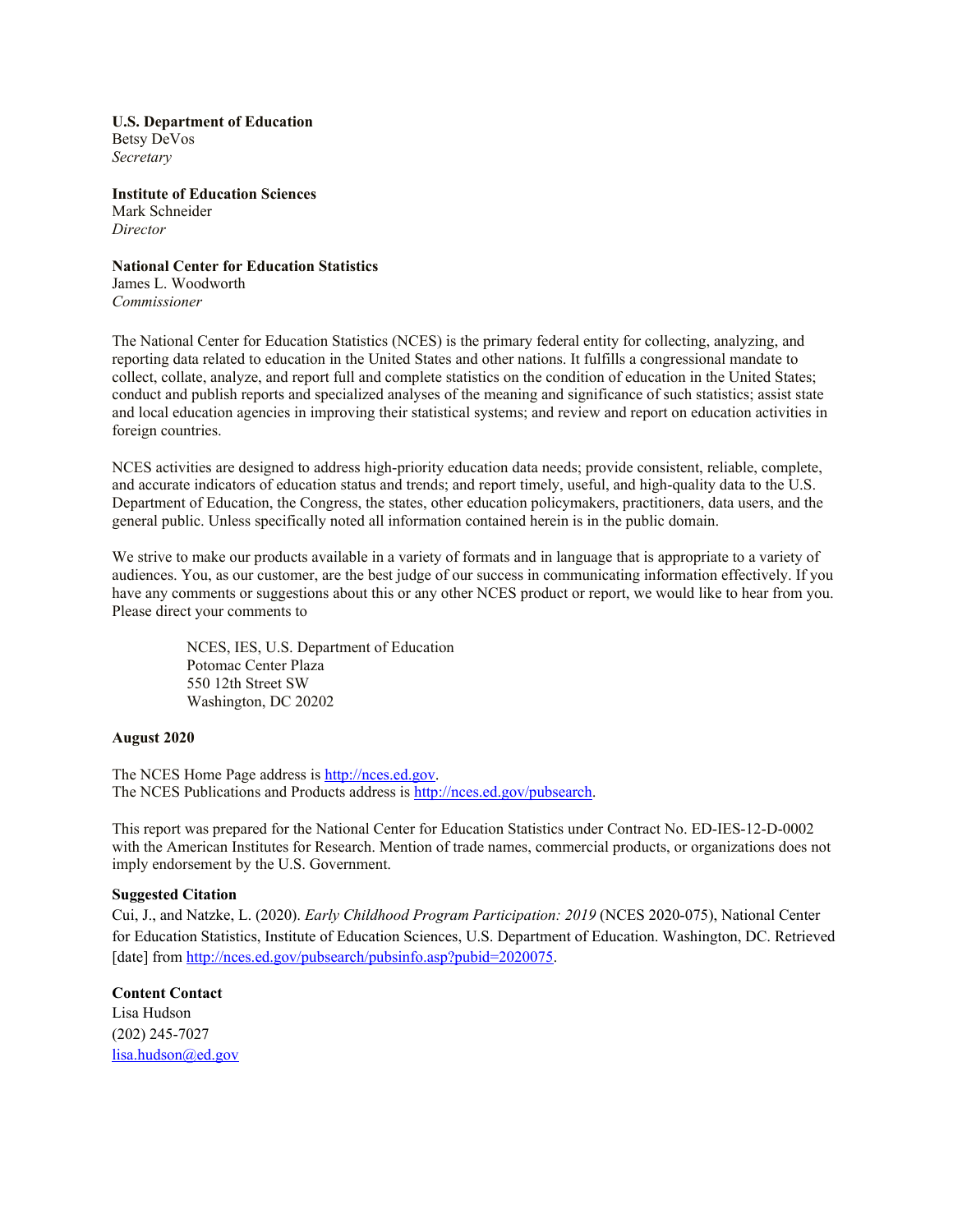**U.S. Department of Education**
Betsy DeVos
*Secretary*

**Institute of Education Sciences**
Mark Schneider
*Director*

**National Center for Education Statistics**
James L. Woodworth
*Commissioner*

The National Center for Education Statistics (NCES) is the primary federal entity for collecting, analyzing, and reporting data related to education in the United States and other nations. It fulfills a congressional mandate to collect, collate, analyze, and report full and complete statistics on the condition of education in the United States; conduct and publish reports and specialized analyses of the meaning and significance of such statistics; assist state and local education agencies in improving their statistical systems; and review and report on education activities in foreign countries.

NCES activities are designed to address high-priority education data needs; provide consistent, reliable, complete, and accurate indicators of education status and trends; and report timely, useful, and high-quality data to the U.S. Department of Education, the Congress, the states, other education policymakers, practitioners, data users, and the general public. Unless specifically noted all information contained herein is in the public domain.

We strive to make our products available in a variety of formats and in language that is appropriate to a variety of audiences. You, as our customer, are the best judge of our success in communicating information effectively. If you have any comments or suggestions about this or any other NCES product or report, we would like to hear from you. Please direct your comments to

> NCES, IES, U.S. Department of Education
> Potomac Center Plaza
> 550 12th Street SW
> Washington, DC 20202

**August 2020**

The NCES Home Page address is http://nces.ed.gov.
The NCES Publications and Products address is http://nces.ed.gov/pubsearch.

This report was prepared for the National Center for Education Statistics under Contract No. ED-IES-12-D-0002 with the American Institutes for Research. Mention of trade names, commercial products, or organizations does not imply endorsement by the U.S. Government.

**Suggested Citation**
Cui, J., and Natzke, L. (2020). *Early Childhood Program Participation: 2019* (NCES 2020-075), National Center for Education Statistics, Institute of Education Sciences, U.S. Department of Education. Washington, DC. Retrieved [date] from http://nces.ed.gov/pubsearch/pubsinfo.asp?pubid=2020075.

**Content Contact**
Lisa Hudson
(202) 245-7027
lisa.hudson@ed.gov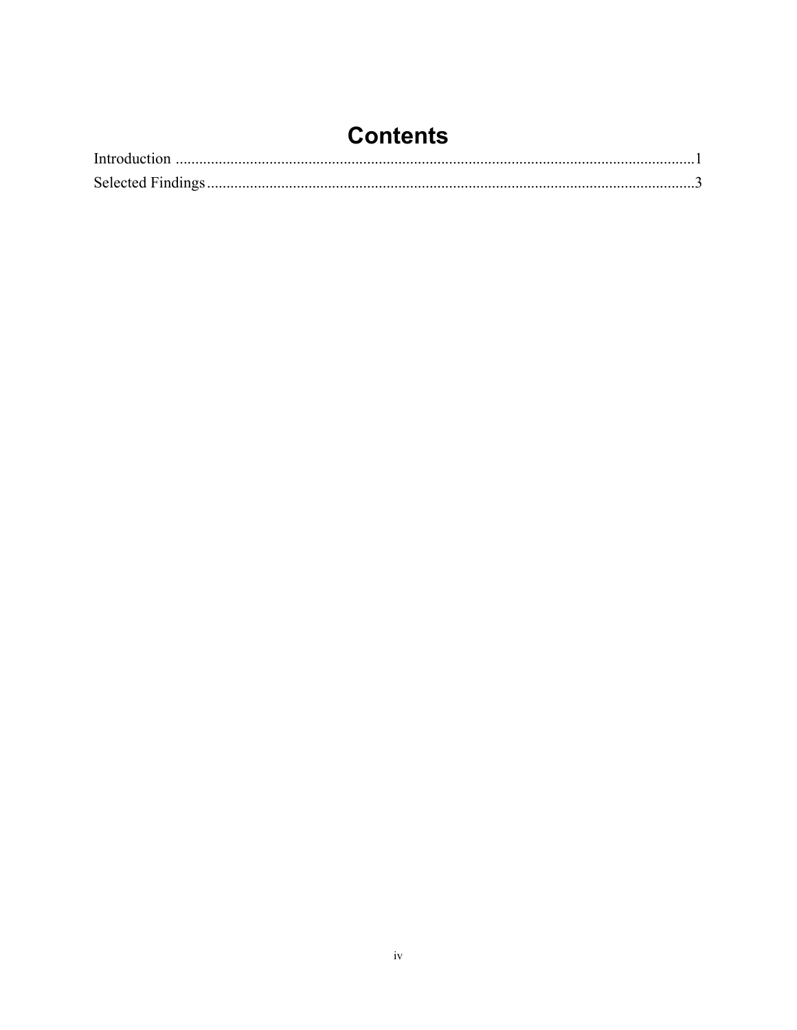# Contents

Introduction ....................................................................................................................................1

Selected Findings ............................................................................................................................3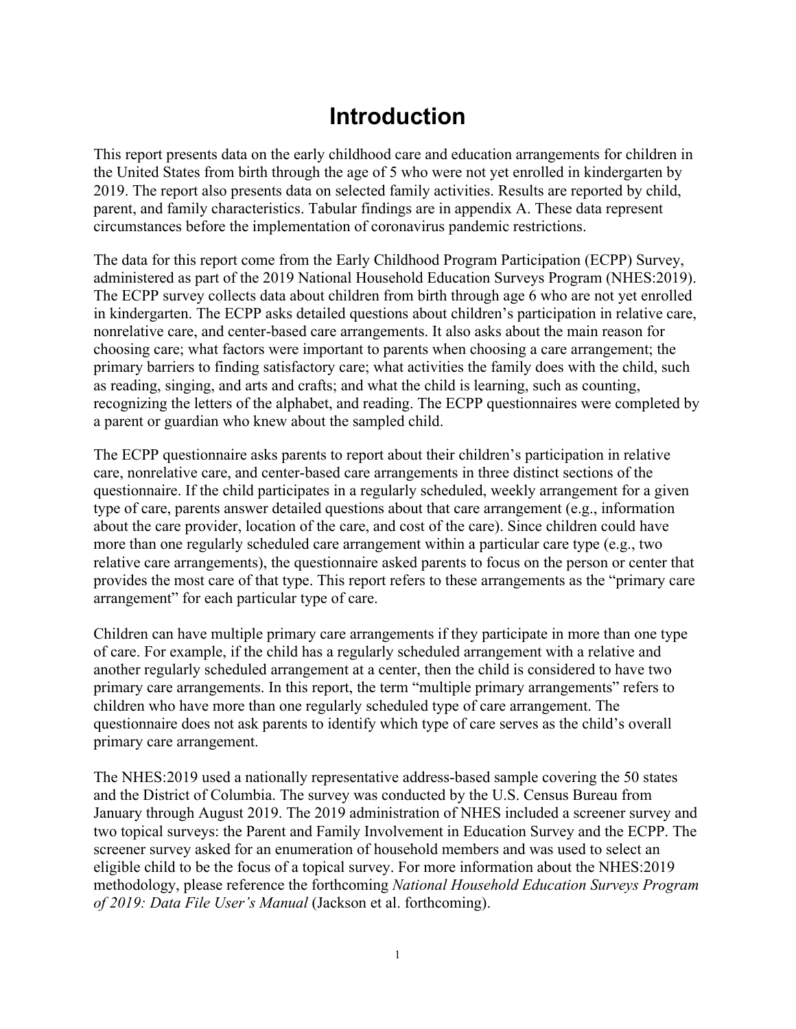# Introduction

This report presents data on the early childhood care and education arrangements for children in the United States from birth through the age of 5 who were not yet enrolled in kindergarten by 2019. The report also presents data on selected family activities. Results are reported by child, parent, and family characteristics. Tabular findings are in appendix A. These data represent circumstances before the implementation of coronavirus pandemic restrictions.

The data for this report come from the Early Childhood Program Participation (ECPP) Survey, administered as part of the 2019 National Household Education Surveys Program (NHES:2019). The ECPP survey collects data about children from birth through age 6 who are not yet enrolled in kindergarten. The ECPP asks detailed questions about children's participation in relative care, nonrelative care, and center-based care arrangements. It also asks about the main reason for choosing care; what factors were important to parents when choosing a care arrangement; the primary barriers to finding satisfactory care; what activities the family does with the child, such as reading, singing, and arts and crafts; and what the child is learning, such as counting, recognizing the letters of the alphabet, and reading. The ECPP questionnaires were completed by a parent or guardian who knew about the sampled child.

The ECPP questionnaire asks parents to report about their children's participation in relative care, nonrelative care, and center-based care arrangements in three distinct sections of the questionnaire. If the child participates in a regularly scheduled, weekly arrangement for a given type of care, parents answer detailed questions about that care arrangement (e.g., information about the care provider, location of the care, and cost of the care). Since children could have more than one regularly scheduled care arrangement within a particular care type (e.g., two relative care arrangements), the questionnaire asked parents to focus on the person or center that provides the most care of that type. This report refers to these arrangements as the "primary care arrangement" for each particular type of care.

Children can have multiple primary care arrangements if they participate in more than one type of care. For example, if the child has a regularly scheduled arrangement with a relative and another regularly scheduled arrangement at a center, then the child is considered to have two primary care arrangements. In this report, the term "multiple primary arrangements" refers to children who have more than one regularly scheduled type of care arrangement. The questionnaire does not ask parents to identify which type of care serves as the child's overall primary care arrangement.

The NHES:2019 used a nationally representative address-based sample covering the 50 states and the District of Columbia. The survey was conducted by the U.S. Census Bureau from January through August 2019. The 2019 administration of NHES included a screener survey and two topical surveys: the Parent and Family Involvement in Education Survey and the ECPP. The screener survey asked for an enumeration of household members and was used to select an eligible child to be the focus of a topical survey. For more information about the NHES:2019 methodology, please reference the forthcoming *National Household Education Surveys Program of 2019: Data File User's Manual* (Jackson et al. forthcoming).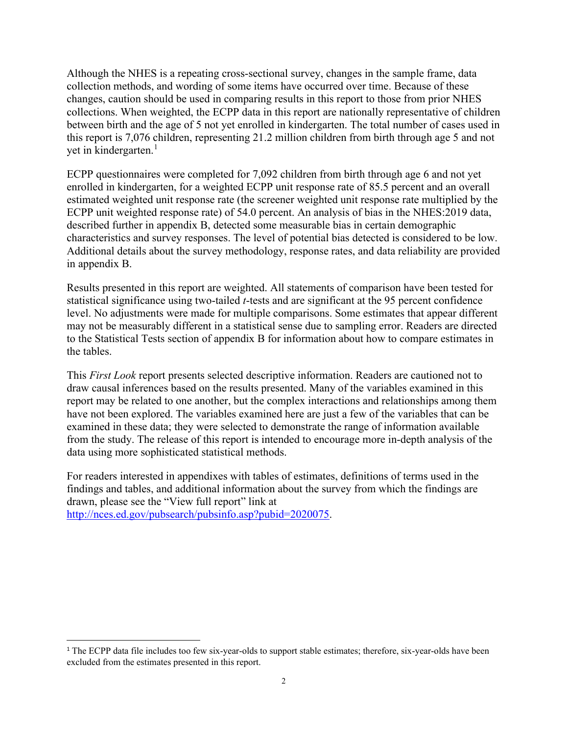Although the NHES is a repeating cross-sectional survey, changes in the sample frame, data collection methods, and wording of some items have occurred over time. Because of these changes, caution should be used in comparing results in this report to those from prior NHES collections. When weighted, the ECPP data in this report are nationally representative of children between birth and the age of 5 not yet enrolled in kindergarten. The total number of cases used in this report is 7,076 children, representing 21.2 million children from birth through age 5 and not yet in kindergarten.[1]

ECPP questionnaires were completed for 7,092 children from birth through age 6 and not yet enrolled in kindergarten, for a weighted ECPP unit response rate of 85.5 percent and an overall estimated weighted unit response rate (the screener weighted unit response rate multiplied by the ECPP unit weighted response rate) of 54.0 percent. An analysis of bias in the NHES:2019 data, described further in appendix B, detected some measurable bias in certain demographic characteristics and survey responses. The level of potential bias detected is considered to be low. Additional details about the survey methodology, response rates, and data reliability are provided in appendix B.

Results presented in this report are weighted. All statements of comparison have been tested for statistical significance using two-tailed *t*-tests and are significant at the 95 percent confidence level. No adjustments were made for multiple comparisons. Some estimates that appear different may not be measurably different in a statistical sense due to sampling error. Readers are directed to the Statistical Tests section of appendix B for information about how to compare estimates in the tables.

This *First Look* report presents selected descriptive information. Readers are cautioned not to draw causal inferences based on the results presented. Many of the variables examined in this report may be related to one another, but the complex interactions and relationships among them have not been explored. The variables examined here are just a few of the variables that can be examined in these data; they were selected to demonstrate the range of information available from the study. The release of this report is intended to encourage more in-depth analysis of the data using more sophisticated statistical methods.

For readers interested in appendixes with tables of estimates, definitions of terms used in the findings and tables, and additional information about the survey from which the findings are drawn, please see the "View full report" link at [http://nces.ed.gov/pubsearch/pubsinfo.asp?pubid=2020075](http://nces.ed.gov/pubsearch/pubsinfo.asp?pubid=2020075).

---

[1] The ECPP data file includes too few six-year-olds to support stable estimates; therefore, six-year-olds have been excluded from the estimates presented in this report.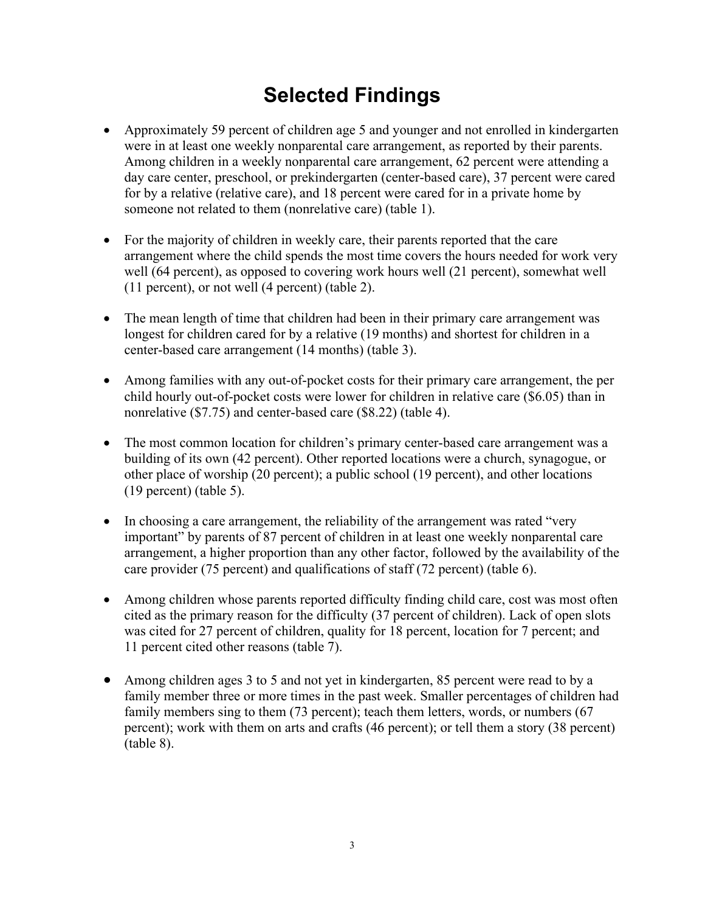# Selected Findings

- Approximately 59 percent of children age 5 and younger and not enrolled in kindergarten were in at least one weekly nonparental care arrangement, as reported by their parents. Among children in a weekly nonparental care arrangement, 62 percent were attending a day care center, preschool, or prekindergarten (center-based care), 37 percent were cared for by a relative (relative care), and 18 percent were cared for in a private home by someone not related to them (nonrelative care) (table 1).

- For the majority of children in weekly care, their parents reported that the care arrangement where the child spends the most time covers the hours needed for work very well (64 percent), as opposed to covering work hours well (21 percent), somewhat well (11 percent), or not well (4 percent) (table 2).

- The mean length of time that children had been in their primary care arrangement was longest for children cared for by a relative (19 months) and shortest for children in a center-based care arrangement (14 months) (table 3).

- Among families with any out-of-pocket costs for their primary care arrangement, the per child hourly out-of-pocket costs were lower for children in relative care ($6.05) than in nonrelative ($7.75) and center-based care ($8.22) (table 4).

- The most common location for children's primary center-based care arrangement was a building of its own (42 percent). Other reported locations were a church, synagogue, or other place of worship (20 percent); a public school (19 percent), and other locations (19 percent) (table 5).

- In choosing a care arrangement, the reliability of the arrangement was rated "very important" by parents of 87 percent of children in at least one weekly nonparental care arrangement, a higher proportion than any other factor, followed by the availability of the care provider (75 percent) and qualifications of staff (72 percent) (table 6).

- Among children whose parents reported difficulty finding child care, cost was most often cited as the primary reason for the difficulty (37 percent of children). Lack of open slots was cited for 27 percent of children, quality for 18 percent, location for 7 percent; and 11 percent cited other reasons (table 7).

- Among children ages 3 to 5 and not yet in kindergarten, 85 percent were read to by a family member three or more times in the past week. Smaller percentages of children had family members sing to them (73 percent); teach them letters, words, or numbers (67 percent); work with them on arts and crafts (46 percent); or tell them a story (38 percent) (table 8).